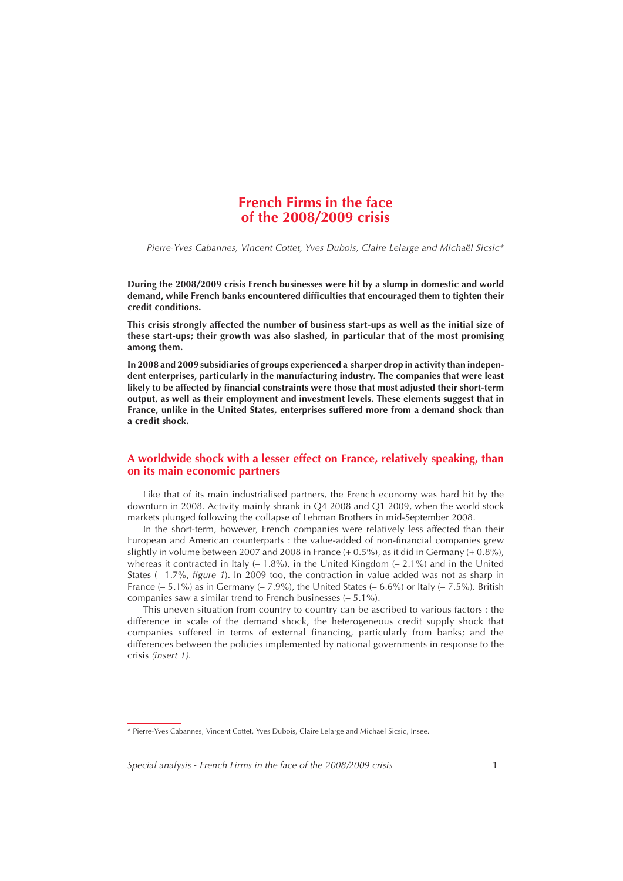# French Firms in the face of the 2008/2009 crisis

*Pierre-Yves Cabannes, Vincent Cottet, Yves Dubois, Claire Lelarge and Michaël Sicsic**

**During the 2008/2009 crisis French businesses were hit by a slump in domestic and world demand, while French banks encountered difficulties that encouraged them to tighten their credit conditions.**

**This crisis strongly affected the number of business start-ups as well as the initial size of these start-ups; their growth was also slashed, in particular that of the most promising among them.**

**In 2008 and 2009 subsidiaries of groups experienced a sharper drop in activity than independent enterprises, particularly in the manufacturing industry. The companies that were least likely to be affected by financial constraints were those that most adjusted their short-term output, as well as their employment and investment levels. These elements suggest that in France, unlike in the United States, enterprises suffered more from a demand shock than a credit shock.**

## A worldwide shock with a lesser effect on France, relatively speaking, than on its main economic partners

Like that of its main industrialised partners, the French economy was hard hit by the downturn in 2008. Activity mainly shrank in Q4 2008 and Q1 2009, when the world stock markets plunged following the collapse of Lehman Brothers in mid-September 2008.

In the short-term, however, French companies were relatively less affected than their European and American counterparts : the value-added of non-financial companies grew slightly in volume between 2007 and 2008 in France (+ 0.5%), as it did in Germany (+ 0.8%), whereas it contracted in Italy (– 1.8%), in the United Kingdom (– 2.1%) and in the United States (– 1.7%, *figure 1*). In 2009 too, the contraction in value added was not as sharp in France (– 5.1%) as in Germany (– 7.9%), the United States (– 6.6%) or Italy (– 7.5%). British companies saw a similar trend to French businesses (– 5.1%).

This uneven situation from country to country can be ascribed to various factors : the difference in scale of the demand shock, the heterogeneous credit supply shock that companies suffered in terms of external financing, particularly from banks; and the differences between the policies implemented by national governments in response to the crisis *(insert 1)*.

\* Pierre-Yves Cabannes, Vincent Cottet, Yves Dubois, Claire Lelarge and Michaël Sicsic, Insee.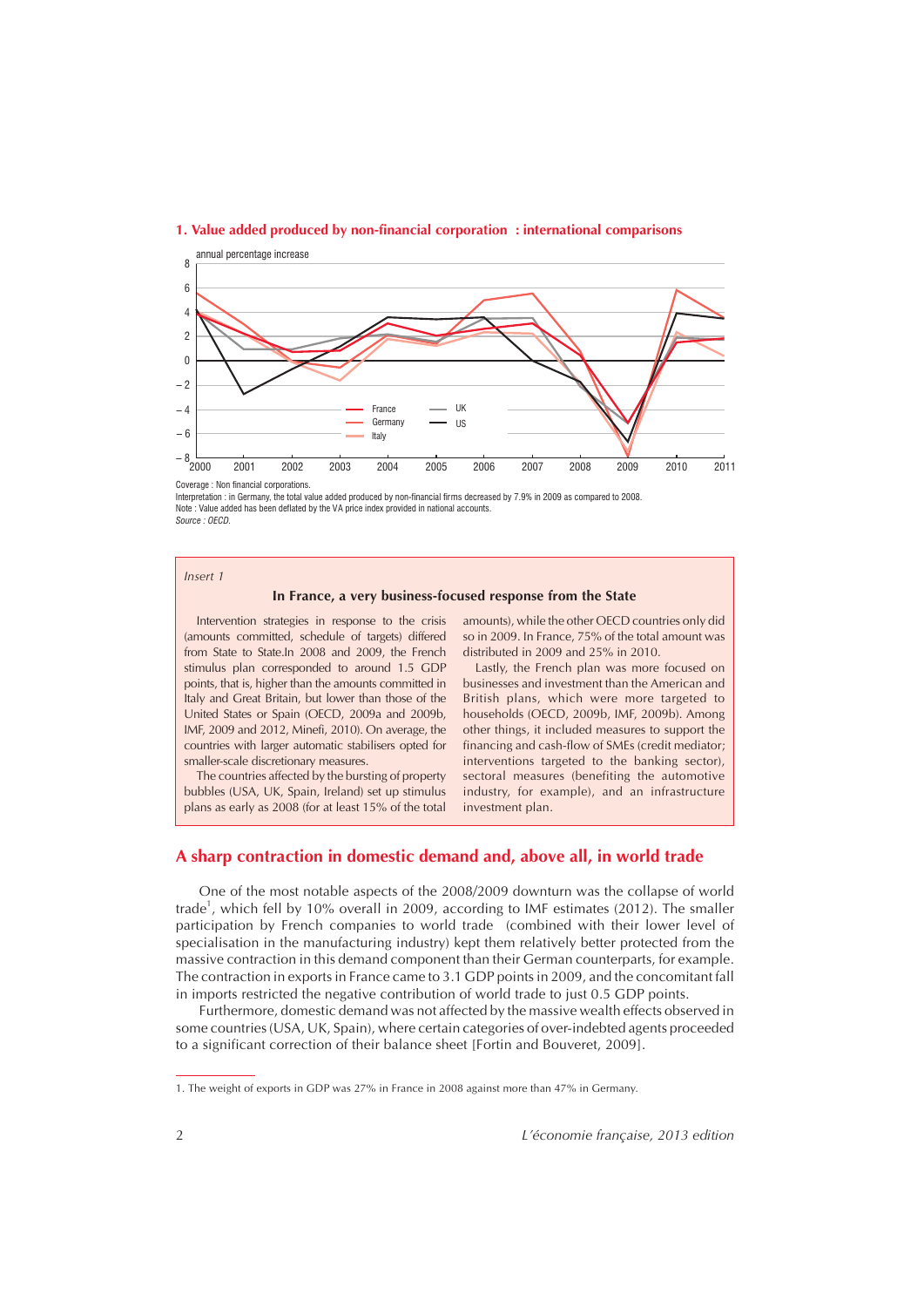**1. Value added produced by non-financial corporation : international comparisons**

annual percentage increase

Coverage : Non financial corporations.

Interpretation : in Germany, the total value added produced by non-financial firms decreased by 7.9% in 2009 as compared to 2008.

Note : Value added has been deflated by the VA price index provided in national accounts.

*Source : OECD.*

*Insert 1*

**In France, a very business-focused response from the State**

Intervention strategies in response to the crisis (amounts committed, schedule of targets) differed from State to State.In 2008 and 2009, the French stimulus plan corresponded to around 1.5 GDP points, that is, higher than the amounts committed in Italy and Great Britain, but lower than those of the United States or Spain (OECD, 2009a and 2009b, IMF, 2009 and 2012, Minefi, 2010). On average, the countries with larger automatic stabilisers opted for smaller-scale discretionary measures.

The countries affected by the bursting of property bubbles (USA, UK, Spain, Ireland) set up stimulus plans as early as 2008 (for at least 15% of the total amounts), while the other OECD countries only did so in 2009. In France, 75% of the total amount was distributed in 2009 and 25% in 2010.

Lastly, the French plan was more focused on businesses and investment than the American and British plans, which were more targeted to households (OECD, 2009b, IMF, 2009b). Among other things, it included measures to support the financing and cash-flow of SMEs (credit mediator; interventions targeted to the banking sector), sectoral measures (benefiting the automotive industry, for example), and an infrastructure investment plan.

## A sharp contraction in domestic demand and, above all, in world trade

One of the most notable aspects of the 2008/2009 downturn was the collapse of world trade[1], which fell by 10% overall in 2009, according to IMF estimates (2012). The smaller participation by French companies to world trade (combined with their lower level of specialisation in the manufacturing industry) kept them relatively better protected from the massive contraction in this demand component than their German counterparts, for example. The contraction in exports in France came to 3.1 GDP points in 2009, and the concomitant fall in imports restricted the negative contribution of world trade to just 0.5 GDP points.

Furthermore, domestic demand was not affected by the massive wealth effects observed in some countries (USA, UK, Spain), where certain categories of over-indebted agents proceeded to a significant correction of their balance sheet [Fortin and Bouveret, 2009].

1. The weight of exports in GDP was 27% in France in 2008 against more than 47% in Germany.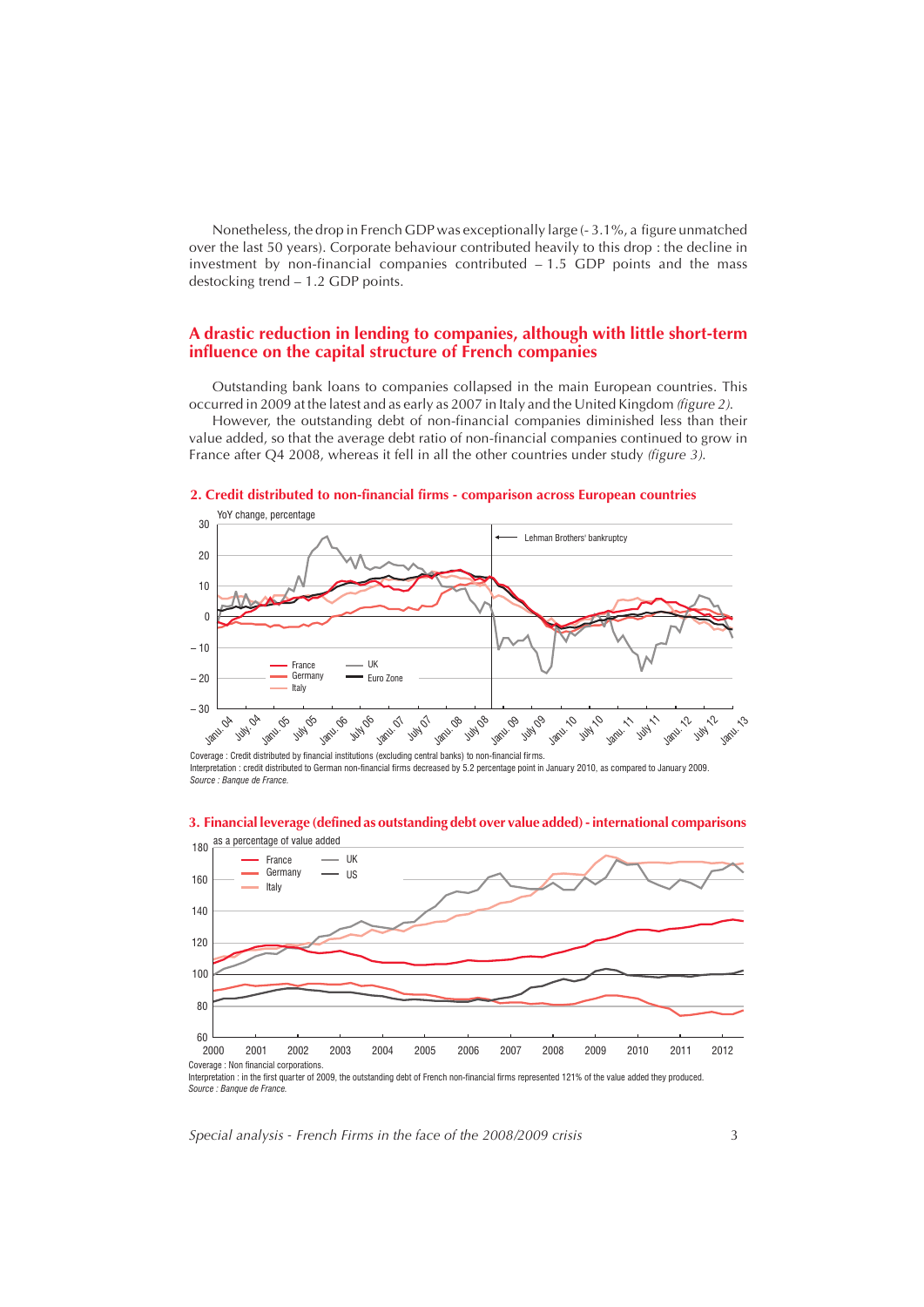Nonetheless, the drop in French GDP was exceptionally large (- 3.1%, a figure unmatched over the last 50 years). Corporate behaviour contributed heavily to this drop : the decline in investment by non-financial companies contributed – 1.5 GDP points and the mass destocking trend – 1.2 GDP points.

## A drastic reduction in lending to companies, although with little short-term influence on the capital structure of French companies

Outstanding bank loans to companies collapsed in the main European countries. This occurred in 2009 at the latest and as early as 2007 in Italy and the United Kingdom *(figure 2)*.

However, the outstanding debt of non-financial companies diminished less than their value added, so that the average debt ratio of non-financial companies continued to grow in France after Q4 2008, whereas it fell in all the other countries under study *(figure 3)*.

**2. Credit distributed to non-financial firms - comparison across European countries**

Coverage : Credit distributed by financial institutions (excluding central banks) to non-financial firms.
Interpretation : credit distributed to German non-financial firms decreased by 5.2 percentage point in January 2010, as compared to January 2009.
*Source : Banque de France.*

**3. Financial leverage (defined as outstanding debt over value added) - international comparisons**

Coverage : Non financial corporations.
Interpretation : in the first quarter of 2009, the outstanding debt of French non-financial firms represented 121% of the value added they produced.
*Source : Banque de France.*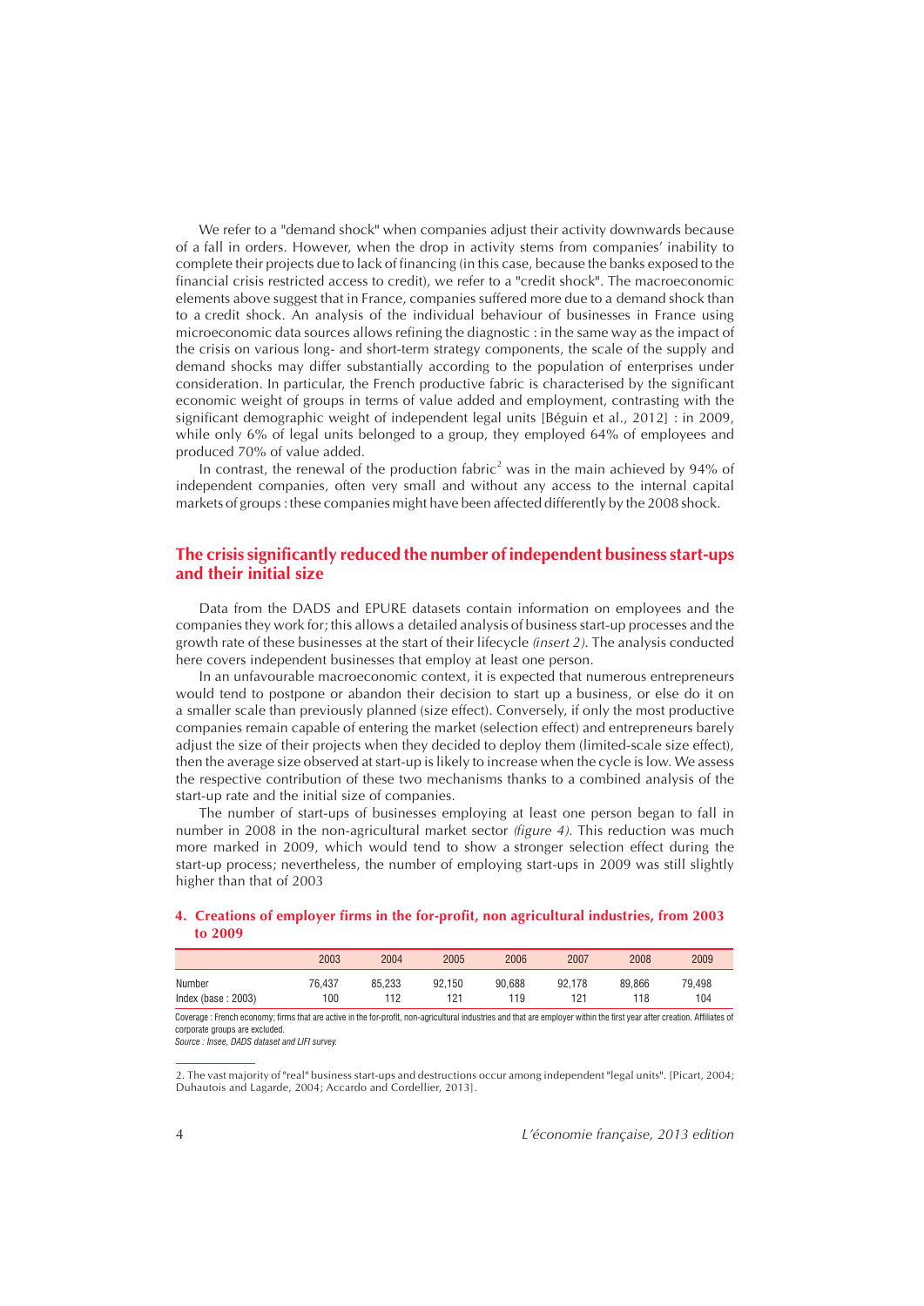We refer to a "demand shock" when companies adjust their activity downwards because of a fall in orders. However, when the drop in activity stems from companies' inability to complete their projects due to lack of financing (in this case, because the banks exposed to the financial crisis restricted access to credit), we refer to a "credit shock". The macroeconomic elements above suggest that in France, companies suffered more due to a demand shock than to a credit shock. An analysis of the individual behaviour of businesses in France using microeconomic data sources allows refining the diagnostic : in the same way as the impact of the crisis on various long- and short-term strategy components, the scale of the supply and demand shocks may differ substantially according to the population of enterprises under consideration. In particular, the French productive fabric is characterised by the significant economic weight of groups in terms of value added and employment, contrasting with the significant demographic weight of independent legal units [Béguin et al., 2012] : in 2009, while only 6% of legal units belonged to a group, they employed 64% of employees and produced 70% of value added.

In contrast, the renewal of the production fabric[2] was in the main achieved by 94% of independent companies, often very small and without any access to the internal capital markets of groups : these companies might have been affected differently by the 2008 shock.

## The crisis significantly reduced the number of independent business start-ups and their initial size

Data from the DADS and EPURE datasets contain information on employees and the companies they work for; this allows a detailed analysis of business start-up processes and the growth rate of these businesses at the start of their lifecycle *(insert 2)*. The analysis conducted here covers independent businesses that employ at least one person.

In an unfavourable macroeconomic context, it is expected that numerous entrepreneurs would tend to postpone or abandon their decision to start up a business, or else do it on a smaller scale than previously planned (size effect). Conversely, if only the most productive companies remain capable of entering the market (selection effect) and entrepreneurs barely adjust the size of their projects when they decided to deploy them (limited-scale size effect), then the average size observed at start-up is likely to increase when the cycle is low. We assess the respective contribution of these two mechanisms thanks to a combined analysis of the start-up rate and the initial size of companies.

The number of start-ups of businesses employing at least one person began to fall in number in 2008 in the non-agricultural market sector *(figure 4)*. This reduction was much more marked in 2009, which would tend to show a stronger selection effect during the start-up process; nevertheless, the number of employing start-ups in 2009 was still slightly higher than that of 2003

**4. Creations of employer firms in the for-profit, non agricultural industries, from 2003 to 2009**

| | 2003 | 2004 | 2005 | 2006 | 2007 | 2008 | 2009 |
|---|---|---|---|---|---|---|---|
| Number | 76,437 | 85,233 | 92,150 | 90,688 | 92,178 | 89,866 | 79,498 |
| Index (base : 2003) | 100 | 112 | 121 | 119 | 121 | 118 | 104 |

Coverage : French economy; firms that are active in the for-profit, non-agricultural industries and that are employer within the first year after creation. Affiliates of corporate groups are excluded.

*Source : Insee, DADS dataset and LIFI survey.*

2. The vast majority of "real" business start-ups and destructions occur among independent "legal units". [Picart, 2004; Duhautois and Lagarde, 2004; Accardo and Cordellier, 2013].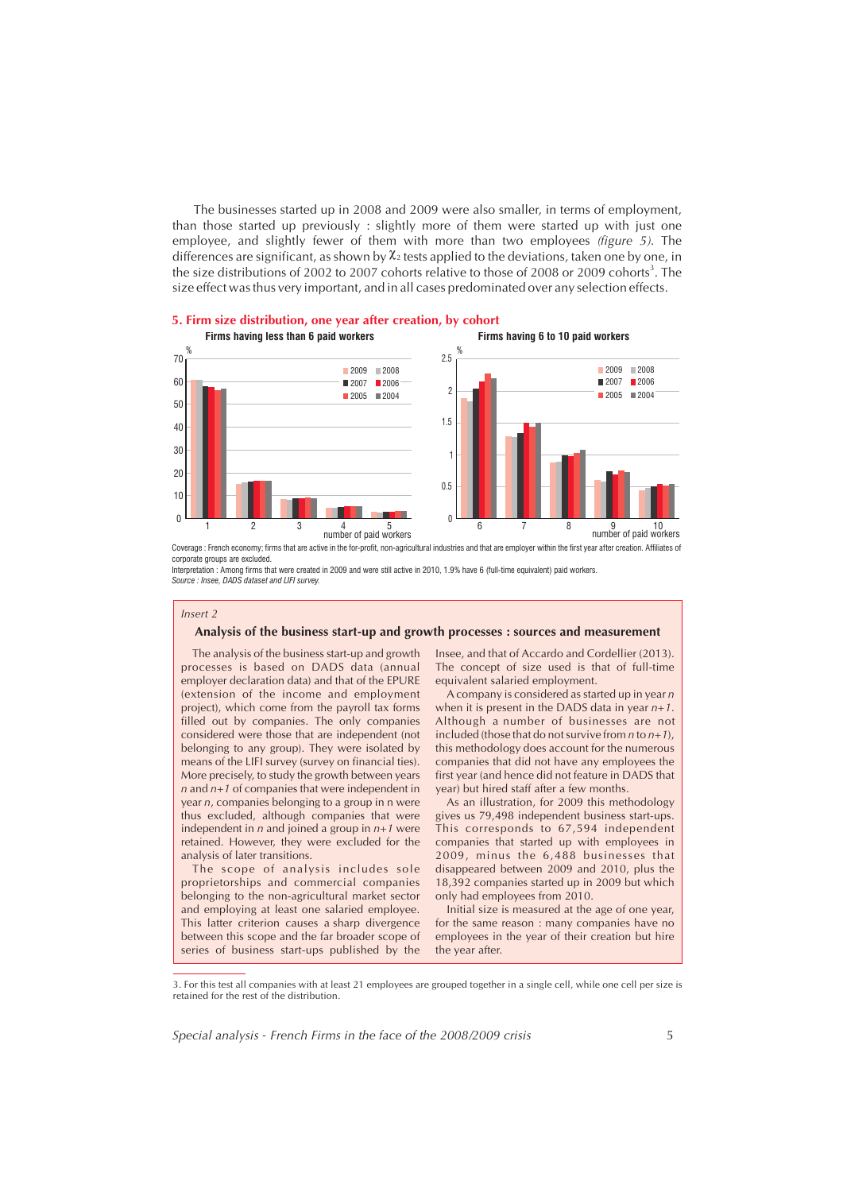The businesses started up in 2008 and 2009 were also smaller, in terms of employment, than those started up previously : slightly more of them were started up with just one employee, and slightly fewer of them with more than two employees *(figure 5)*. The differences are significant, as shown by $\chi_2$ tests applied to the deviations, taken one by one, in the size distributions of 2002 to 2007 cohorts relative to those of 2008 or 2009 cohorts[3]. The size effect was thus very important, and in all cases predominated over any selection effects.

**5. Firm size distribution, one year after creation, by cohort**

Coverage : French economy; firms that are active in the for-profit, non-agricultural industries and that are employer within the first year after creation. Affiliates of corporate groups are excluded.

Interpretation : Among firms that were created in 2009 and were still active in 2010, 1.9% have 6 (full-time equivalent) paid workers.

*Source : Insee, DADS dataset and LIFI survey.*

*Insert 2*

### Analysis of the business start-up and growth processes : sources and measurement

The analysis of the business start-up and growth processes is based on DADS data (annual employer declaration data) and that of the EPURE (extension of the income and employment project), which come from the payroll tax forms filled out by companies. The only companies considered were those that are independent (not belonging to any group). They were isolated by means of the LIFI survey (survey on financial ties). More precisely, to study the growth between years *n* and *n+1* of companies that were independent in year *n*, companies belonging to a group in n were thus excluded, although companies that were independent in *n* and joined a group in *n+1* were retained. However, they were excluded for the analysis of later transitions.

The scope of analysis includes sole proprietorships and commercial companies belonging to the non-agricultural market sector and employing at least one salaried employee. This latter criterion causes a sharp divergence between this scope and the far broader scope of series of business start-ups published by the Insee, and that of Accardo and Cordellier (2013). The concept of size used is that of full-time equivalent salaried employment.

A company is considered as started up in year *n* when it is present in the DADS data in year *n+1*. Although a number of businesses are not included (those that do not survive from *n* to *n+1*), this methodology does account for the numerous companies that did not have any employees the first year (and hence did not feature in DADS that year) but hired staff after a few months.

As an illustration, for 2009 this methodology gives us 79,498 independent business start-ups. This corresponds to 67,594 independent companies that started up with employees in 2009, minus the 6,488 businesses that disappeared between 2009 and 2010, plus the 18,392 companies started up in 2009 but which only had employees from 2010.

Initial size is measured at the age of one year, for the same reason : many companies have no employees in the year of their creation but hire staff the year after.

3. For this test all companies with at least 21 employees are grouped together in a single cell, while one cell per size is retained for the rest of the distribution.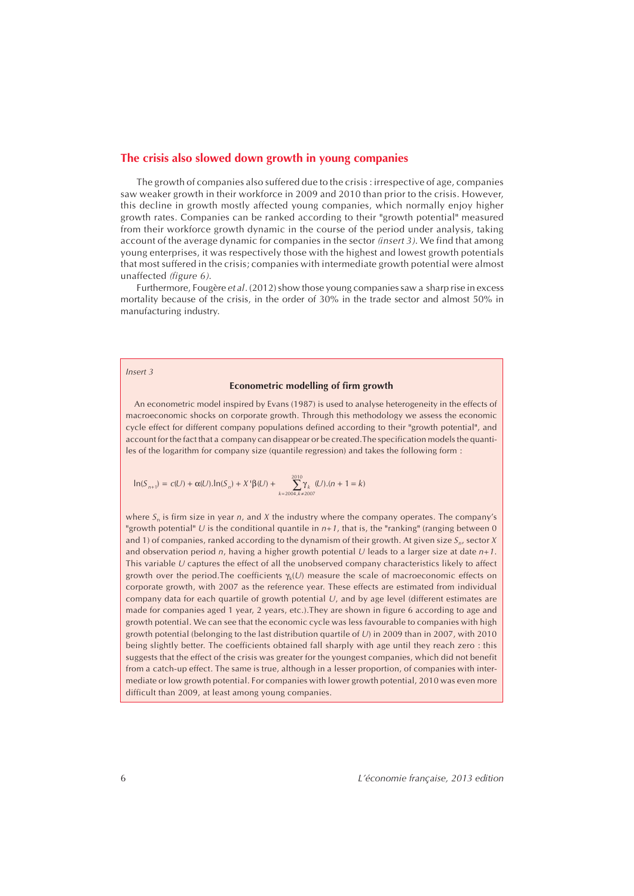## The crisis also slowed down growth in young companies

The growth of companies also suffered due to the crisis : irrespective of age, companies saw weaker growth in their workforce in 2009 and 2010 than prior to the crisis. However, this decline in growth mostly affected young companies, which normally enjoy higher growth rates. Companies can be ranked according to their "growth potential" measured from their workforce growth dynamic in the course of the period under analysis, taking account of the average dynamic for companies in the sector *(insert 3)*. We find that among young enterprises, it was respectively those with the highest and lowest growth potentials that most suffered in the crisis; companies with intermediate growth potential were almost unaffected *(figure 6)*.

Furthermore, Fougère *et al*. (2012) show those young companies saw a sharp rise in excess mortality because of the crisis, in the order of 30% in the trade sector and almost 50% in manufacturing industry.

*Insert 3*

### Econometric modelling of firm growth

An econometric model inspired by Evans (1987) is used to analyse heterogeneity in the effects of macroeconomic shocks on corporate growth. Through this methodology we assess the economic cycle effect for different company populations defined according to their "growth potential", and account for the fact that a company can disappear or be created. The specification models the quantiles of the logarithm for company size (quantile regression) and takes the following form :

$$\ln(S_{n+1}) = c(U) + \alpha(U).\ln(S_n) + X'\beta(U) + \sum_{k=2004, k\neq 2007}^{2010} \gamma_k (U).(n+1=k)$$

where $S_n$ is firm size in year $n$, and $X$ the industry where the company operates. The company's "growth potential" $U$ is the conditional quantile in $n+1$, that is, the "ranking" (ranging between 0 and 1) of companies, ranked according to the dynamism of their growth. At given size $S_n$, sector $X$ and observation period $n$, having a higher growth potential $U$ leads to a larger size at date $n+1$. This variable $U$ captures the effect of all the unobserved company characteristics likely to affect growth over the period. The coefficients $\gamma_k(U)$ measure the scale of macroeconomic effects on corporate growth, with 2007 as the reference year. These effects are estimated from individual company data for each quartile of growth potential $U$, and by age level (different estimates are made for companies aged 1 year, 2 years, etc.). They are shown in figure 6 according to age and growth potential. We can see that the economic cycle was less favourable to companies with high growth potential (belonging to the last distribution quartile of $U$) in 2009 than in 2007, with 2010 being slightly better. The coefficients obtained fall sharply with age until they reach zero : this suggests that the effect of the crisis was greater for the youngest companies, which did not benefit from a catch-up effect. The same is true, although in a lesser proportion, of companies with intermediate or low growth potential. For companies with lower growth potential, 2010 was even more difficult than 2009, at least among young companies.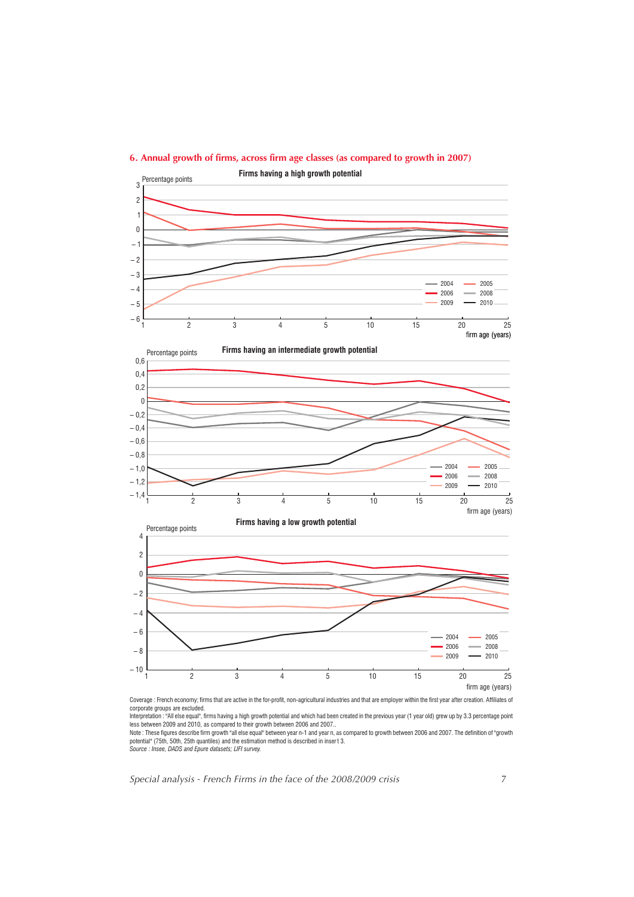## 6. Annual growth of firms, across firm age classes (as compared to growth in 2007)

**Firms having a high growth potential**

**Firms having an intermediate growth potential**

**Firms having a low growth potential**

Coverage : French economy; firms that are active in the for-profit, non-agricultural industries and that are employer within the first year after creation. Affiliates of corporate groups are excluded.

Interpretation : "All else equal", firms having a high growth potential and which had been created in the previous year (1 year old) grew up by 3.3 percentage point less between 2009 and 2010, as compared to their growth between 2006 and 2007..

Note : These figures describe firm growth "all else equal" between year n-1 and year n, as compared to growth between 2006 and 2007. The definition of "growth potential" (75th, 50th, 25th quantiles) and the estimation method is described in insert 3.

*Source : Insee, DADS and Epure datasets; LIFI survey.*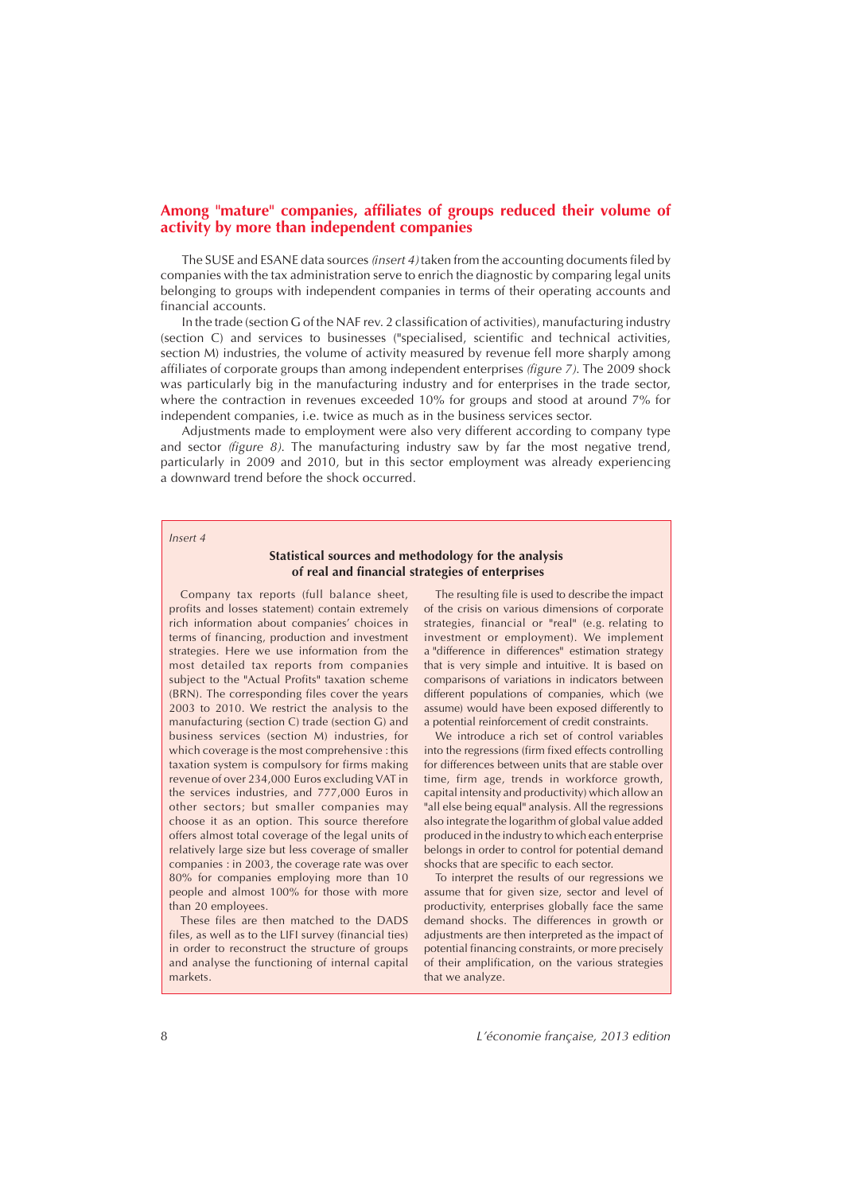## Among "mature" companies, affiliates of groups reduced their volume of activity by more than independent companies

The SUSE and ESANE data sources *(insert 4)* taken from the accounting documents filed by companies with the tax administration serve to enrich the diagnostic by comparing legal units belonging to groups with independent companies in terms of their operating accounts and financial accounts.

In the trade (section G of the NAF rev. 2 classification of activities), manufacturing industry (section C) and services to businesses ("specialised, scientific and technical activities, section M) industries, the volume of activity measured by revenue fell more sharply among affiliates of corporate groups than among independent enterprises *(figure 7)*. The 2009 shock was particularly big in the manufacturing industry and for enterprises in the trade sector, where the contraction in revenues exceeded 10% for groups and stood at around 7% for independent companies, i.e. twice as much as in the business services sector.

Adjustments made to employment were also very different according to company type and sector *(figure 8)*. The manufacturing industry saw by far the most negative trend, particularly in 2009 and 2010, but in this sector employment was already experiencing a downward trend before the shock occurred.

*Insert 4*

### Statistical sources and methodology for the analysis of real and financial strategies of enterprises

Company tax reports (full balance sheet, profits and losses statement) contain extremely rich information about companies' choices in terms of financing, production and investment strategies. Here we use information from the most detailed tax reports from companies subject to the "Actual Profits" taxation scheme (BRN). The corresponding files cover the years 2003 to 2010. We restrict the analysis to the manufacturing (section C) trade (section G) and business services (section M) industries, for which coverage is the most comprehensive : this taxation system is compulsory for firms making revenue of over 234,000 Euros excluding VAT in the services industries, and 777,000 Euros in other sectors; but smaller companies may choose it as an option. This source therefore offers almost total coverage of the legal units of relatively large size but less coverage of smaller companies : in 2003, the coverage rate was over 80% for companies employing more than 10 people and almost 100% for those with more than 20 employees.

These files are then matched to the DADS files, as well as to the LIFI survey (financial ties) in order to reconstruct the structure of groups and analyse the functioning of internal capital markets.

The resulting file is used to describe the impact of the crisis on various dimensions of corporate strategies, financial or "real" (e.g. relating to investment or employment). We implement a "difference in differences" estimation strategy that is very simple and intuitive. It is based on comparisons of variations in indicators between different populations of companies, which (we assume) would have been exposed differently to a potential reinforcement of credit constraints.

We introduce a rich set of control variables into the regressions (firm fixed effects controlling for differences between units that are stable over time, firm age, trends in workforce growth, capital intensity and productivity) which allow an "all else being equal" analysis. All the regressions also integrate the logarithm of global value added produced in the industry to which each enterprise belongs in order to control for potential demand shocks that are specific to each sector.

To interpret the results of our regressions we assume that for given size, sector and level of productivity, enterprises globally face the same demand shocks. The differences in growth or adjustments are then interpreted as the impact of potential financing constraints, or more precisely of their amplification, on the various strategies that we analyze.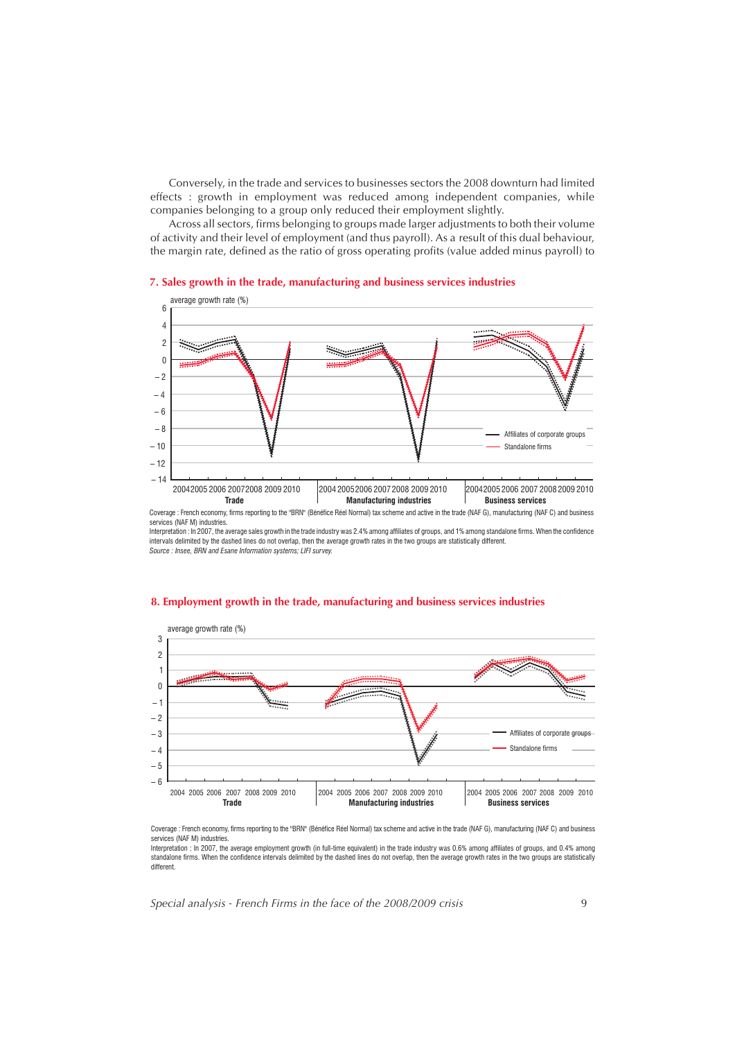Conversely, in the trade and services to businesses sectors the 2008 downturn had limited effects : growth in employment was reduced among independent companies, while companies belonging to a group only reduced their employment slightly.

Across all sectors, firms belonging to groups made larger adjustments to both their volume of activity and their level of employment (and thus payroll). As a result of this dual behaviour, the margin rate, defined as the ratio of gross operating profits (value added minus payroll) to

## 7. Sales growth in the trade, manufacturing and business services industries

Coverage : French economy, firms reporting to the "BRN" (Bénéfice Réel Normal) tax scheme and active in the trade (NAF G), manufacturing (NAF C) and business services (NAF M) industries.

Interpretation : In 2007, the average sales growth in the trade industry was 2.4% among affiliates of groups, and 1% among standalone firms. When the confidence intervals delimited by the dashed lines do not overlap, then the average growth rates in the two groups are statistically different.

*Source : Insee, BRN and Esane Information systems; LIFI survey.*

## 8. Employment growth in the trade, manufacturing and business services industries

Coverage : French economy, firms reporting to the "BRN" (Bénéfice Réel Normal) tax scheme and active in the trade (NAF G), manufacturing (NAF C) and business services (NAF M) industries.

Interpretation : In 2007, the average employment growth (in full-time equivalent) in the trade industry was 0.6% among affiliates of groups, and 0.4% among standalone firms. When the confidence intervals delimited by the dashed lines do not overlap, then the average growth rates in the two groups are statistically different.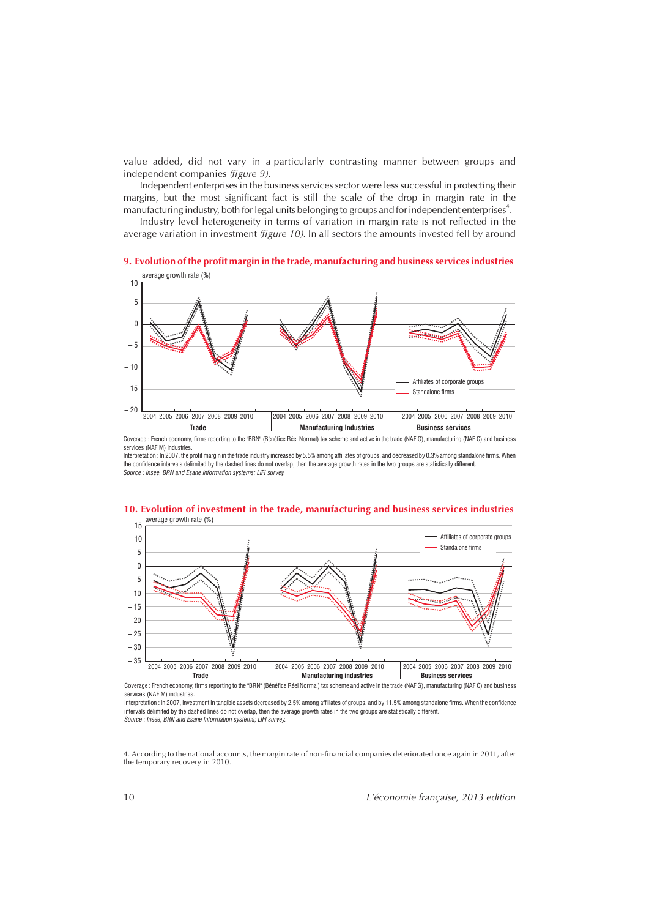value added, did not vary in a particularly contrasting manner between groups and independent companies *(figure 9)*.

Independent enterprises in the business services sector were less successful in protecting their margins, but the most significant fact is still the scale of the drop in margin rate in the manufacturing industry, both for legal units belonging to groups and for independent enterprises[4].

Industry level heterogeneity in terms of variation in margin rate is not reflected in the average variation in investment *(figure 10)*. In all sectors the amounts invested fell by around

**9. Evolution of the profit margin in the trade, manufacturing and business services industries**

Coverage : French economy, firms reporting to the "BRN" (Bénéfice Réel Normal) tax scheme and active in the trade (NAF G), manufacturing (NAF C) and business services (NAF M) industries.
Interpretation : In 2007, the profit margin in the trade industry increased by 5.5% among affiliates of groups, and decreased by 0.3% among standalone firms. When the confidence intervals delimited by the dashed lines do not overlap, then the average growth rates in the two groups are statistically different.
*Source : Insee, BRN and Esane Information systems; LIFI survey.*

**10. Evolution of investment in the trade, manufacturing and business services industries**

Coverage : French economy, firms reporting to the "BRN" (Bénéfice Réel Normal) tax scheme and active in the trade (NAF G), manufacturing (NAF C) and business services (NAF M) industries.
Interpretation : In 2007, investment in tangible assets decreased by 2.5% among affiliates of groups, and by 11.5% among standalone firms. When the confidence intervals delimited by the dashed lines do not overlap, then the average growth rates in the two groups are statistically different.
*Source : Insee, BRN and Esane Information systems; LIFI survey.*

---

4. According to the national accounts, the margin rate of non-financial companies deteriorated once again in 2011, after the temporary recovery in 2010.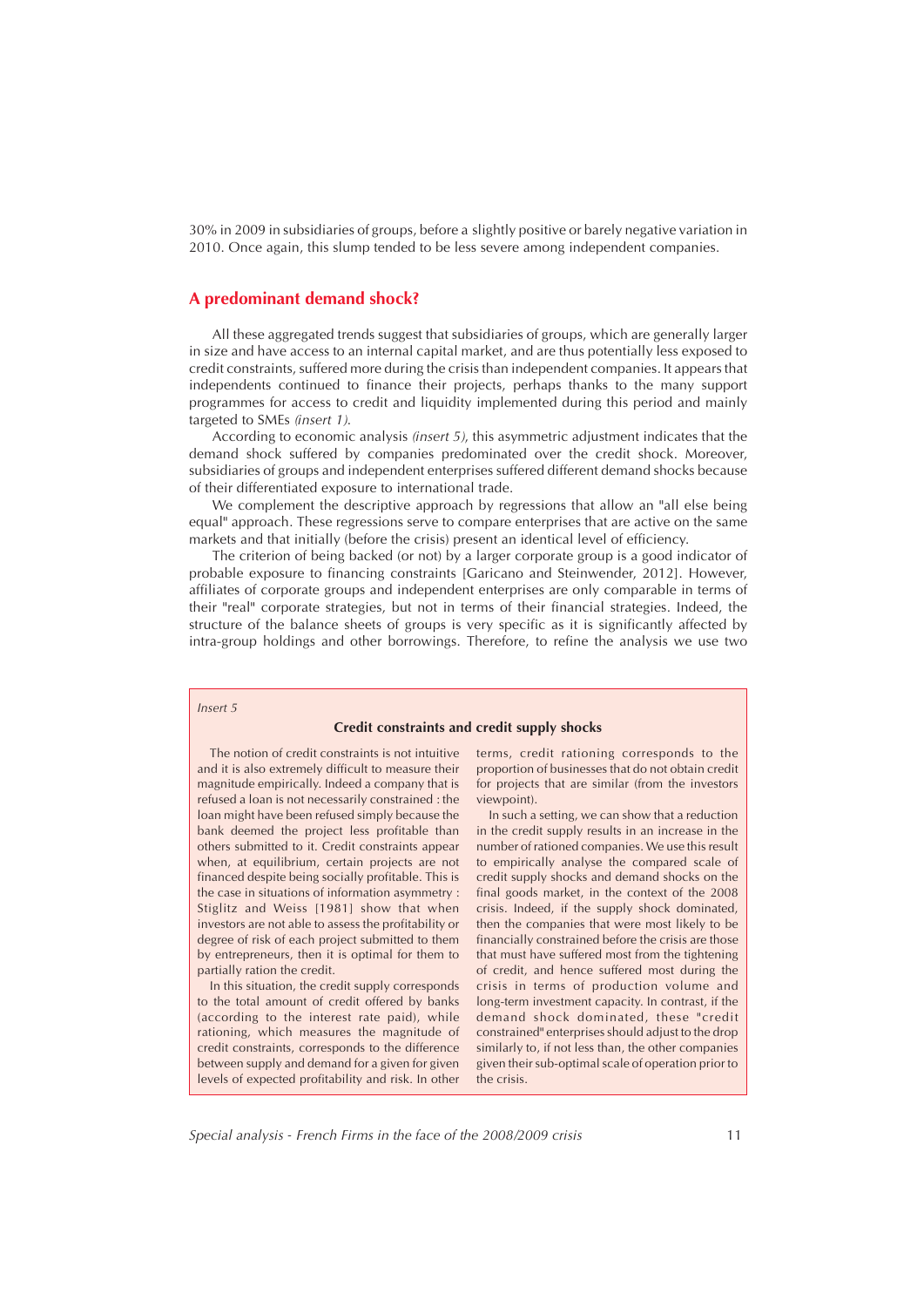30% in 2009 in subsidiaries of groups, before a slightly positive or barely negative variation in 2010. Once again, this slump tended to be less severe among independent companies.

## A predominant demand shock?

All these aggregated trends suggest that subsidiaries of groups, which are generally larger in size and have access to an internal capital market, and are thus potentially less exposed to credit constraints, suffered more during the crisis than independent companies. It appears that independents continued to finance their projects, perhaps thanks to the many support programmes for access to credit and liquidity implemented during this period and mainly targeted to SMEs *(insert 1)*.

According to economic analysis *(insert 5)*, this asymmetric adjustment indicates that the demand shock suffered by companies predominated over the credit shock. Moreover, subsidiaries of groups and independent enterprises suffered different demand shocks because of their differentiated exposure to international trade.

We complement the descriptive approach by regressions that allow an "all else being equal" approach. These regressions serve to compare enterprises that are active on the same markets and that initially (before the crisis) present an identical level of efficiency.

The criterion of being backed (or not) by a larger corporate group is a good indicator of probable exposure to financing constraints [Garicano and Steinwender, 2012]. However, affiliates of corporate groups and independent enterprises are only comparable in terms of their "real" corporate strategies, but not in terms of their financial strategies. Indeed, the structure of the balance sheets of groups is very specific as it is significantly affected by intra-group holdings and other borrowings. Therefore, to refine the analysis we use two

*Insert 5*

### Credit constraints and credit supply shocks

The notion of credit constraints is not intuitive and it is also extremely difficult to measure their magnitude empirically. Indeed a company that is refused a loan is not necessarily constrained : the loan might have been refused simply because the bank deemed the project less profitable than others submitted to it. Credit constraints appear when, at equilibrium, certain projects are not financed despite being socially profitable. This is the case in situations of information asymmetry : Stiglitz and Weiss [1981] show that when investors are not able to assess the profitability or degree of risk of each project submitted to them by entrepreneurs, then it is optimal for them to partially ration the credit.

In this situation, the credit supply corresponds to the total amount of credit offered by banks (according to the interest rate paid), while rationing, which measures the magnitude of credit constraints, corresponds to the difference between supply and demand for a given for given levels of expected profitability and risk. In other terms, credit rationing corresponds to the proportion of businesses that do not obtain credit for projects that are similar (from the investors viewpoint).

In such a setting, we can show that a reduction in the credit supply results in an increase in the number of rationed companies. We use this result to empirically analyse the compared scale of credit supply shocks and demand shocks on the final goods market, in the context of the 2008 crisis. Indeed, if the supply shock dominated, then the companies that were most likely to be financially constrained before the crisis are those that must have suffered most from the tightening of credit, and hence suffered most during the crisis in terms of production volume and long-term investment capacity. In contrast, if the demand shock dominated, these "credit constrained" enterprises should adjust to the drop similarly to, if not less than, the other companies given their sub-optimal scale of operation prior to the crisis.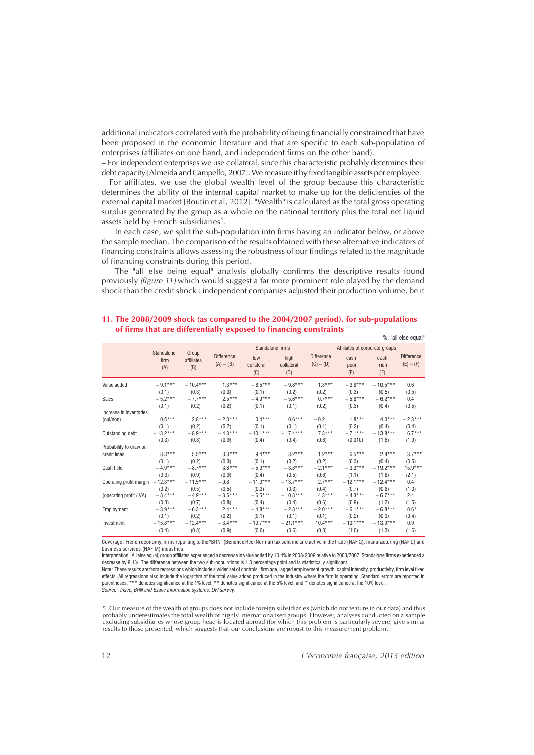additional indicators correlated with the probability of being financially constrained that have been proposed in the economic literature and that are specific to each sub-population of enterprises (affiliates on one hand, and independent firms on the other hand).

– For independent enterprises we use collateral, since this characteristic probably determines their debt capacity [Almeida and Campello, 2007]. We measure it by fixed tangible assets per employee.

– For affiliates, we use the global wealth level of the group because this characteristic determines the ability of the internal capital market to make up for the deficiencies of the external capital market [Boutin et al, 2012]. "Wealth" is calculated as the total gross operating surplus generated by the group as a whole on the national territory plus the total net liquid assets held by French subsidiaries[5].

In each case, we split the sub-population into firms having an indicator below, or above the sample median. The comparison of the results obtained with these alternative indicators of financing constraints allows assessing the robustness of our findings related to the magnitude of financing constraints during this period.

The "all else being equal" analysis globally confirms the descriptive results found previously *(figure 11)* which would suggest a far more prominent role played by the demand shock than the credit shock : independent companies adjusted their production volume, be it

### 11. The 2008/2009 shock (as compared to the 2004/2007 period), for sub-populations of firms that are differentially exposed to financing constraints

%, "all else equal"

| | Standalone firm (A) | Group affiliates (B) | Difference (A) – (B) | Standalone firms: low collateral (C) | Standalone firms: high collateral (D) | Difference (C) – (D) | Affiliates of corporate groups: cash poor (E) | Affiliates of corporate groups: cash rich (F) | Difference (E) – (F) |
|---|---|---|---|---|---|---|---|---|---|
| Value added | – 9.1*** | – 10.4*** | 1.3*** | – 8.5*** | – 9.8*** | 1.3*** | – 9.8*** | – 10.5*** | 0.6 |
| | (0.1) | (0.3) | (0.3) | (0.1) | (0.2) | (0.2) | (0.3) | (0.5) | (0.5) |
| Sales | – 5.2*** | – 7.7*** | 2.5*** | – 4.9*** | – 5.6*** | 0.7*** | – 5.8*** | – 6.2*** | 0.4 |
| | (0.1) | (0.2) | (0.2) | (0.1) | (0.1) | (0.2) | (0.3) | (0.4) | (0.5) |
| Increase in inventories (oui/non) | 0.5*** | 2.8*** | – 2.3*** | 0.4*** | 0.6*** | – 0.2 | 1.8*** | 4.0*** | – 2.3*** |
| | (0.1) | (0.2) | (0.2) | (0.1) | (0.1) | (0.1) | (0.2) | (0.4) | (0.4) |
| Outstanding debt | – 13.2*** | – 8.9*** | – 4.3*** | – 10.1*** | – 17.4*** | 7.3*** | – 7.1*** | – 13.8*** | 6.7*** |
| | (0.3) | (0.8) | (0.9) | (0.4) | (0.4) | (0.6) | (0.010) | (1.6) | (1.9) |
| Probability to draw on credit lines | 8.8*** | 5.5*** | 3.3*** | 9.4*** | 8.2*** | 1.2*** | 6.5*** | 2.8*** | 3.7*** |
| | (0.1) | (0.2) | (0.3) | (0.1) | (0.2) | (0.2) | (0.3) | (0.4) | (0.5) |
| Cash held | – 4.9*** | – 8.7*** | 3.8*** | – 5.9*** | – 3.8*** | – 2.1*** | – 3.3*** | – 19.2*** | 15.9*** |
| | (0.3) | (0.9) | (0.9) | (0.4) | (0.5) | (0.6) | (1.1) | (1.8) | (2.1) |
| Operating profit margin | – 12.3*** | – 11.5*** | – 0.8 | – 11.0*** | – 13.7*** | 2.7*** | – 12.1*** | – 12.4*** | 0.4 |
| | (0.2) | (0.5) | (0.5) | (0.3) | (0.3) | (0.4) | (0.7) | (0.8) | (1.0) |
| (operating profit / VA) | – 8.4*** | – 4.9*** | – 3.5*** | – 6.5*** | – 10.8*** | 4.3*** | – 4.3*** | – 6.7*** | 2.4 |
| | (0.3) | (0.7) | (0.8) | (0.4) | (0.4) | (0.6) | (0.9) | (1.2) | (1.5) |
| Employment | – 3.9*** | – 6.3*** | 2.4*** | – 4.8*** | – 2.8*** | – 2.0*** | – 6.1*** | – 6.8*** | 0.6* |
| | (0.1) | (0.2) | (0.2) | (0.1) | (0.1) | (0.1) | (0.2) | (0.3) | (0.4) |
| Investment | – 15.8*** | – 12.4*** | – 3.4*** | – 10.7*** | – 21.1*** | 10.4*** | – 13.1*** | – 13.9*** | 0.9 |
| | (0.4) | (0.8) | (0.9) | (0.6) | (0.6) | (0.8) | (1.0) | (1.3) | (1.6) |

Coverage : French economy, firms reporting to the "BRN" (Bénéfice Réel Normal) tax scheme and active in the trade (NAF G), manufacturing (NAF C) and business services (NAF M) industries.

Interpretation : All else equal, group affiliates experienced a decrease in value added by 10.4% in 2008/2009 relative to 2003/2007. Standalone firms experienced a decrease by 9.1%. The difference between the two sub-populations is 1.3 percentage point and is statistically significant.

Note : These results are from regressions which include a wider set of controls : firm age, lagged employment growth, capital intensity, productivity, firm level fixed effects. All regressions also include the logarithm of the total value added produced in the industry where the firm is operating. Standard errors are reported in parentheses, *** denotes significance at the 1% level, ** denotes significance at the 5% level, and * denotes significance at the 10% level.

*Source : Insee, BRN and Esane Information systems; LIFI survey.*

5. Our measure of the wealth of groups does not include foreign subsidiaries (which do not feature in our data) and thus probably underestimates the total wealth of highly internationalised groups. However, analyses conducted on a sample excluding subsidiaries whose group head is located abroad (for which this problem is particularly severe) give similar results to those presented, which suggests that our conclusions are robust to this measurement problem.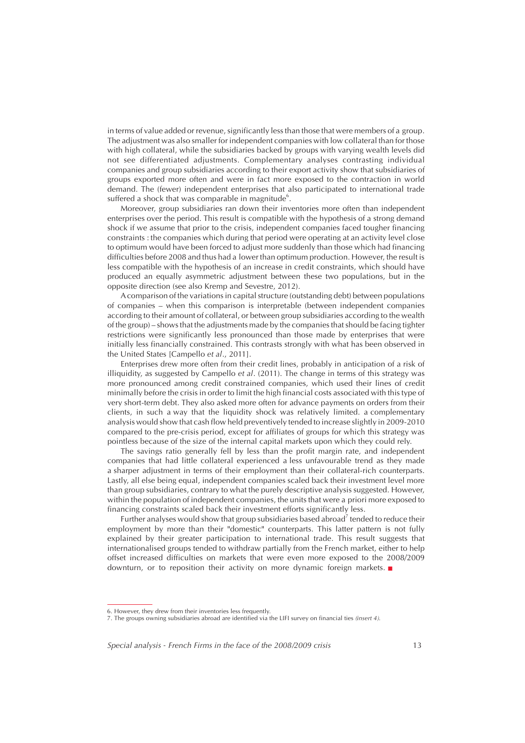in terms of value added or revenue, significantly less than those that were members of a group. The adjustment was also smaller for independent companies with low collateral than for those with high collateral, while the subsidiaries backed by groups with varying wealth levels did not see differentiated adjustments. Complementary analyses contrasting individual companies and group subsidiaries according to their export activity show that subsidiaries of groups exported more often and were in fact more exposed to the contraction in world demand. The (fewer) independent enterprises that also participated to international trade suffered a shock that was comparable in magnitude[6].

Moreover, group subsidiaries ran down their inventories more often than independent enterprises over the period. This result is compatible with the hypothesis of a strong demand shock if we assume that prior to the crisis, independent companies faced tougher financing constraints : the companies which during that period were operating at an activity level close to optimum would have been forced to adjust more suddenly than those which had financing difficulties before 2008 and thus had a lower than optimum production. However, the result is less compatible with the hypothesis of an increase in credit constraints, which should have produced an equally asymmetric adjustment between these two populations, but in the opposite direction (see also Kremp and Sevestre, 2012).

A comparison of the variations in capital structure (outstanding debt) between populations of companies – when this comparison is interpretable (between independent companies according to their amount of collateral, or between group subsidiaries according to the wealth of the group) – shows that the adjustments made by the companies that should be facing tighter restrictions were significantly less pronounced than those made by enterprises that were initially less financially constrained. This contrasts strongly with what has been observed in the United States [Campello *et al*., 2011].

Enterprises drew more often from their credit lines, probably in anticipation of a risk of illiquidity, as suggested by Campello *et al*. (2011). The change in terms of this strategy was more pronounced among credit constrained companies, which used their lines of credit minimally before the crisis in order to limit the high financial costs associated with this type of very short-term debt. They also asked more often for advance payments on orders from their clients, in such a way that the liquidity shock was relatively limited. a complementary analysis would show that cash flow held preventively tended to increase slightly in 2009-2010 compared to the pre-crisis period, except for affiliates of groups for which this strategy was pointless because of the size of the internal capital markets upon which they could rely.

The savings ratio generally fell by less than the profit margin rate, and independent companies that had little collateral experienced a less unfavourable trend as they made a sharper adjustment in terms of their employment than their collateral-rich counterparts. Lastly, all else being equal, independent companies scaled back their investment level more than group subsidiaries, contrary to what the purely descriptive analysis suggested. However, within the population of independent companies, the units that were a priori more exposed to financing constraints scaled back their investment efforts significantly less.

Further analyses would show that group subsidiaries based abroad[7] tended to reduce their employment by more than their "domestic" counterparts. This latter pattern is not fully explained by their greater participation to international trade. This result suggests that internationalised groups tended to withdraw partially from the French market, either to help offset increased difficulties on markets that were even more exposed to the 2008/2009 downturn, or to reposition their activity on more dynamic foreign markets. ■

---

6. However, they drew from their inventories less frequently.

7. The groups owning subsidiaries abroad are identified via the LIFI survey on financial ties *(insert 4).*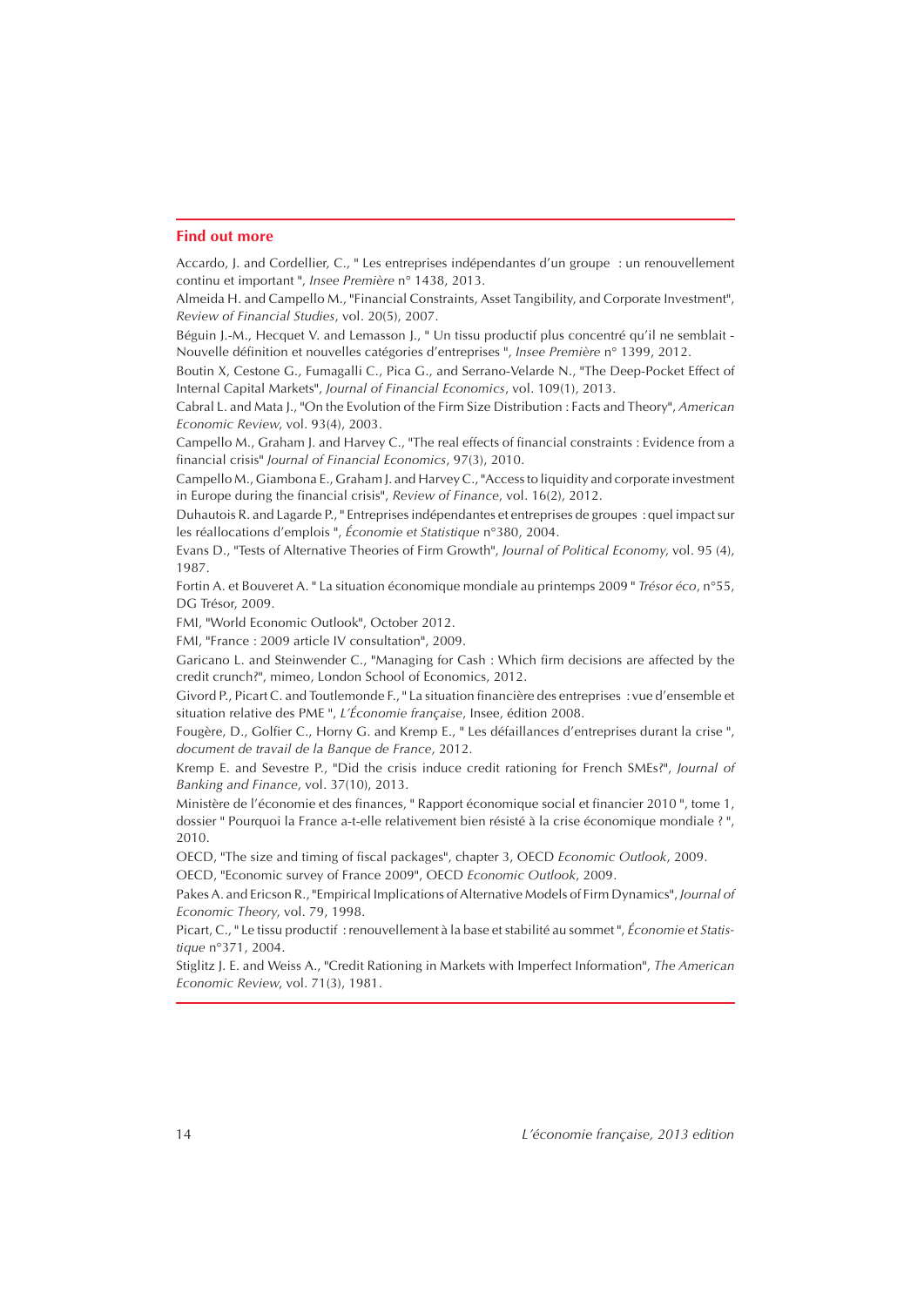## Find out more

Accardo, J. and Cordellier, C., " Les entreprises indépendantes d'un groupe : un renouvellement continu et important ", *Insee Première* n° 1438, 2013.

Almeida H. and Campello M., "Financial Constraints, Asset Tangibility, and Corporate Investment", *Review of Financial Studies*, vol. 20(5), 2007.

Béguin J.-M., Hecquet V. and Lemasson J., " Un tissu productif plus concentré qu'il ne semblait - Nouvelle définition et nouvelles catégories d'entreprises ", *Insee Première* n° 1399, 2012.

Boutin X, Cestone G., Fumagalli C., Pica G., and Serrano-Velarde N., "The Deep-Pocket Effect of Internal Capital Markets", *Journal of Financial Economics*, vol. 109(1), 2013.

Cabral L. and Mata J., "On the Evolution of the Firm Size Distribution : Facts and Theory", *American Economic Review*, vol. 93(4), 2003.

Campello M., Graham J. and Harvey C., "The real effects of financial constraints : Evidence from a financial crisis" *Journal of Financial Economics*, 97(3), 2010.

Campello M., Giambona E., Graham J. and Harvey C., "Access to liquidity and corporate investment in Europe during the financial crisis", *Review of Finance*, vol. 16(2), 2012.

Duhautois R. and Lagarde P., " Entreprises indépendantes et entreprises de groupes : quel impact sur les réallocations d'emplois ", *Économie et Statistique* n°380, 2004.

Evans D., "Tests of Alternative Theories of Firm Growth", *Journal of Political Economy*, vol. 95 (4), 1987.

Fortin A. et Bouveret A. " La situation économique mondiale au printemps 2009 " *Trésor éco*, n°55, DG Trésor, 2009.

FMI, "World Economic Outlook", October 2012.

FMI, "France : 2009 article IV consultation", 2009.

Garicano L. and Steinwender C., "Managing for Cash : Which firm decisions are affected by the credit crunch?", mimeo, London School of Economics, 2012.

Givord P., Picart C. and Toutlemonde F., " La situation financière des entreprises : vue d'ensemble et situation relative des PME ", *L'Économie française*, Insee, édition 2008.

Fougère, D., Golfier C., Horny G. and Kremp E., " Les défaillances d'entreprises durant la crise ", *document de travail de la Banque de France*, 2012.

Kremp E. and Sevestre P., "Did the crisis induce credit rationing for French SMEs?", *Journal of Banking and Finance*, vol. 37(10), 2013.

Ministère de l'économie et des finances, " Rapport économique social et financier 2010 ", tome 1, dossier " Pourquoi la France a-t-elle relativement bien résisté à la crise économique mondiale ? ", 2010.

OECD, "The size and timing of fiscal packages", chapter 3, OECD *Economic Outlook*, 2009.

OECD, "Economic survey of France 2009", OECD *Economic Outlook*, 2009.

Pakes A. and Ericson R., "Empirical Implications of Alternative Models of Firm Dynamics", *Journal of Economic Theory*, vol. 79, 1998.

Picart, C., " Le tissu productif : renouvellement à la base et stabilité au sommet ", *Économie et Statistique* n°371, 2004.

Stiglitz J. E. and Weiss A., "Credit Rationing in Markets with Imperfect Information", *The American Economic Review*, vol. 71(3), 1981.